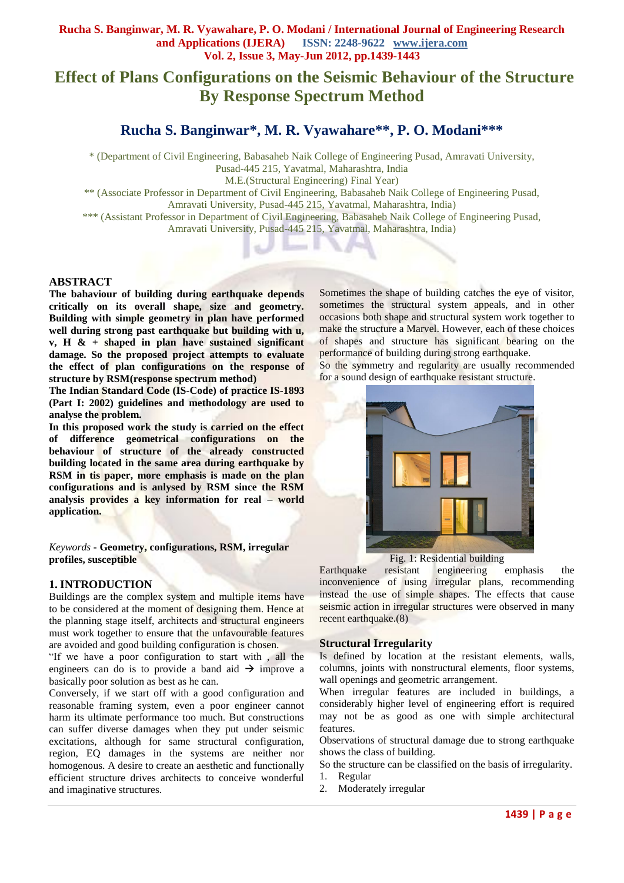# Effect of Plans Configurations on the Seismic Behaviour of the Structure By Response Spectrum Method

## Rucha S. Banginwar*, M. R. Vyawahare**, P. O. Modani***

\* (Department of Civil Engineering, Babasaheb Naik College of Engineering Pusad, Amravati University, Pusad-445 215, Yavatmal, Maharashtra, India
M.E.(Structural Engineering) Final Year)

\** (Associate Professor in Department of Civil Engineering, Babasaheb Naik College of Engineering Pusad, Amravati University, Pusad-445 215, Yavatmal, Maharashtra, India)

\*** (Assistant Professor in Department of Civil Engineering, Babasaheb Naik College of Engineering Pusad, Amravati University, Pusad-445 215, Yavatmal, Maharashtra, India)

## ABSTRACT

**The bahaviour of building during earthquake depends critically on its overall shape, size and geometry. Building with simple geometry in plan have performed well during strong past earthquake but building with u, v, H & + shaped in plan have sustained significant damage. So the proposed project attempts to evaluate the effect of plan configurations on the response of structure by RSM(response spectrum method)**

**The Indian Standard Code (IS-Code) of practice IS-1893 (Part I: 2002) guidelines and methodology are used to analyse the problem.**

**In this proposed work the study is carried on the effect of difference geometrical configurations on the behaviour of structure of the already constructed building located in the same area during earthquake by RSM in tis paper, more emphasis is made on the plan configurations and is anlysed by RSM since the RSM analysis provides a key information for real – world application.**

*Keywords* - **Geometry, configurations, RSM, irregular profiles, susceptible**

## 1. INTRODUCTION

Buildings are the complex system and multiple items have to be considered at the moment of designing them. Hence at the planning stage itself, architects and structural engineers must work together to ensure that the unfavourable features are avoided and good building configuration is chosen.

"If we have a poor configuration to start with , all the engineers can do is to provide a band aid → improve a basically poor solution as best as he can.

Conversely, if we start off with a good configuration and reasonable framing system, even a poor engineer cannot harm its ultimate performance too much. But constructions can suffer diverse damages when they put under seismic excitations, although for same structural configuration, region, EQ damages in the systems are neither nor homogenous. A desire to create an aesthetic and functionally efficient structure drives architects to conceive wonderful and imaginative structures.

Sometimes the shape of building catches the eye of visitor, sometimes the structural system appeals, and in other occasions both shape and structural system work together to make the structure a Marvel. However, each of these choices of shapes and structure has significant bearing on the performance of building during strong earthquake.

So the symmetry and regularity are usually recommended for a sound design of earthquake resistant structure.

Fig. 1: Residential building

Earthquake resistant engineering emphasis the inconvenience of using irregular plans, recommending instead the use of simple shapes. The effects that cause seismic action in irregular structures were observed in many recent earthquake.(8)

### Structural Irregularity

Is defined by location at the resistant elements, walls, columns, joints with nonstructural elements, floor systems, wall openings and geometric arrangement.

When irregular features are included in buildings, a considerably higher level of engineering effort is required may not be as good as one with simple architectural features.

Observations of structural damage due to strong earthquake shows the class of building.

So the structure can be classified on the basis of irregularity.

1. Regular
2. Moderately irregular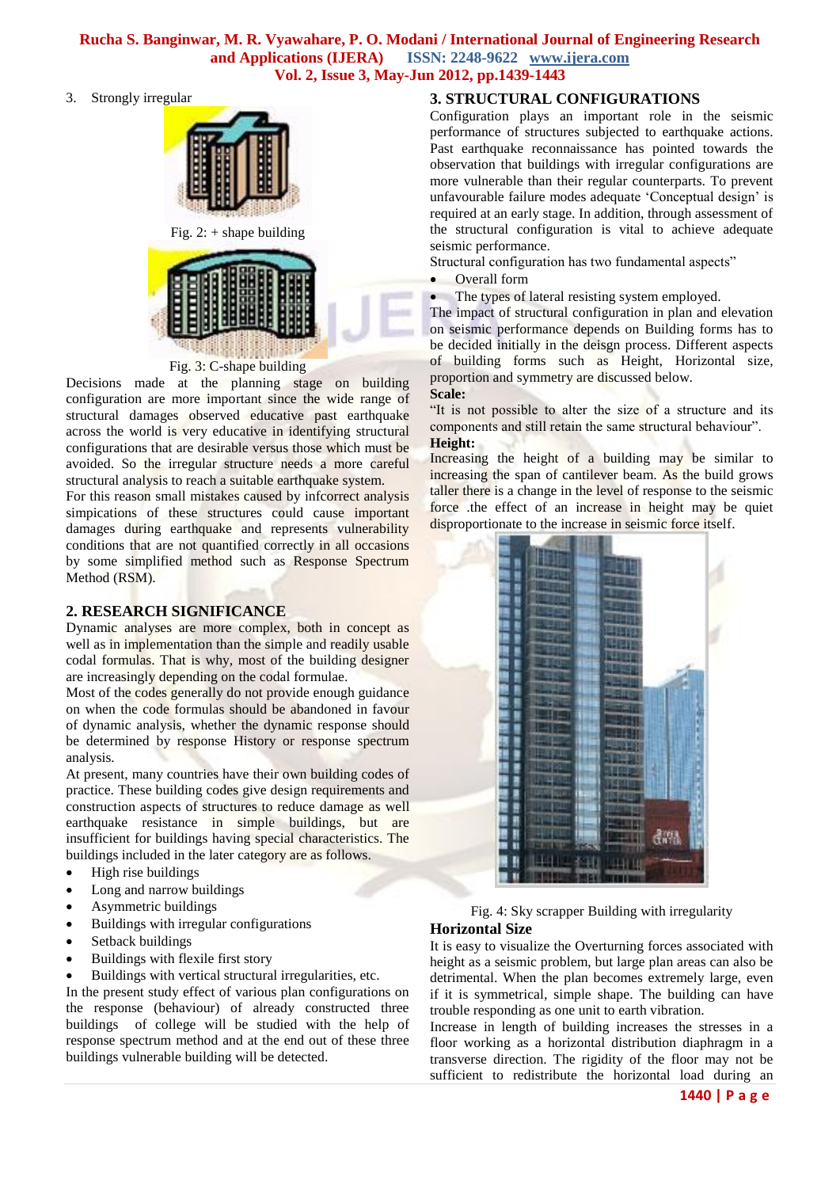3. Strongly irregular

Fig. 2: + shape building

Fig. 3: C-shape building

Decisions made at the planning stage on building configuration are more important since the wide range of structural damages observed educative past earthquake across the world is very educative in identifying structural configurations that are desirable versus those which must be avoided. So the irregular structure needs a more careful structural analysis to reach a suitable earthquake system.

For this reason small mistakes caused by infcorrect analysis simpications of these structures could cause important damages during earthquake and represents vulnerability conditions that are not quantified correctly in all occasions by some simplified method such as Response Spectrum Method (RSM).

## 2. RESEARCH SIGNIFICANCE

Dynamic analyses are more complex, both in concept as well as in implementation than the simple and readily usable codal formulas. That is why, most of the building designer are increasingly depending on the codal formulae.

Most of the codes generally do not provide enough guidance on when the code formulas should be abandoned in favour of dynamic analysis, whether the dynamic response should be determined by response History or response spectrum analysis.

At present, many countries have their own building codes of practice. These building codes give design requirements and construction aspects of structures to reduce damage as well earthquake resistance in simple buildings, but are insufficient for buildings having special characteristics. The buildings included in the later category are as follows.

- High rise buildings
- Long and narrow buildings
- Asymmetric buildings
- Buildings with irregular configurations
- Setback buildings
- Buildings with flexile first story
- Buildings with vertical structural irregularities, etc.

In the present study effect of various plan configurations on the response (behaviour) of already constructed three buildings of college will be studied with the help of response spectrum method and at the end out of these three buildings vulnerable building will be detected.

## 3. STRUCTURAL CONFIGURATIONS

Configuration plays an important role in the seismic performance of structures subjected to earthquake actions. Past earthquake reconnaissance has pointed towards the observation that buildings with irregular configurations are more vulnerable than their regular counterparts. To prevent unfavourable failure modes adequate 'Conceptual design' is required at an early stage. In addition, through assessment of the structural configuration is vital to achieve adequate seismic performance.

Structural configuration has two fundamental aspects"

- Overall form
- The types of lateral resisting system employed.

The impact of structural configuration in plan and elevation on seismic performance depends on Building forms has to be decided initially in the deisgn process. Different aspects of building forms such as Height, Horizontal size, proportion and symmetry are discussed below.

**Scale:**

"It is not possible to alter the size of a structure and its components and still retain the same structural behaviour".

**Height:**

Increasing the height of a building may be similar to increasing the span of cantilever beam. As the build grows taller there is a change in the level of response to the seismic force .the effect of an increase in height may be quiet disproportionate to the increase in seismic force itself.

Fig. 4: Sky scrapper Building with irregularity

### Horizontal Size

It is easy to visualize the Overturning forces associated with height as a seismic problem, but large plan areas can also be detrimental. When the plan becomes extremely large, even if it is symmetrical, simple shape. The building can have trouble responding as one unit to earth vibration.

Increase in length of building increases the stresses in a floor working as a horizontal distribution diaphragm in a transverse direction. The rigidity of the floor may not be sufficient to redistribute the horizontal load during an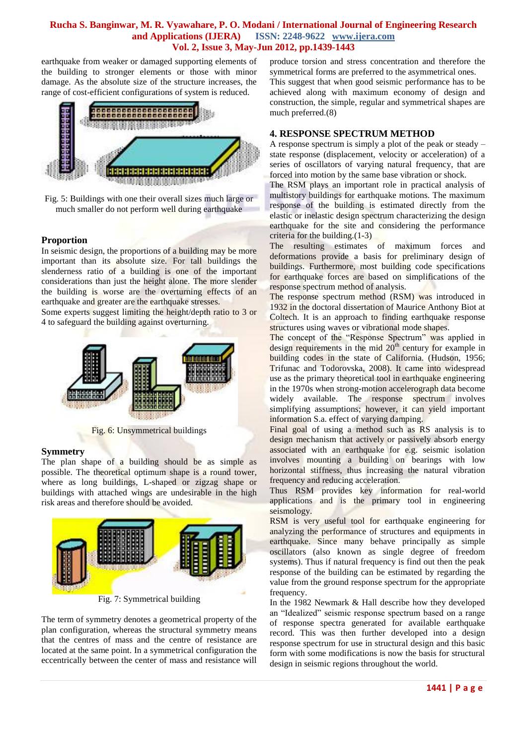earthquake from weaker or damaged supporting elements of the building to stronger elements or those with minor damage. As the absolute size of the structure increases, the range of cost-efficient configurations of system is reduced.

Fig. 5: Buildings with one their overall sizes much large or much smaller do not perform well during earthquake

### Proportion

In seismic design, the proportions of a building may be more important than its absolute size. For tall buildings the slenderness ratio of a building is one of the important considerations than just the height alone. The more slender the building is worse are the overturning effects of an earthquake and greater are the earthquake stresses.

Some experts suggest limiting the height/depth ratio to 3 or 4 to safeguard the building against overturning.

Fig. 6: Unsymmetrical buildings

### Symmetry

The plan shape of a building should be as simple as possible. The theoretical optimum shape is a round tower, where as long buildings, L-shaped or zigzag shape or buildings with attached wings are undesirable in the high risk areas and therefore should be avoided.

Fig. 7: Symmetrical building

The term of symmetry denotes a geometrical property of the plan configuration, whereas the structural symmetry means that the centres of mass and the centre of resistance are located at the same point. In a symmetrical configuration the eccentrically between the center of mass and resistance will produce torsion and stress concentration and therefore the symmetrical forms are preferred to the asymmetrical ones.

This suggest that when good seismic performance has to be achieved along with maximum economy of design and construction, the simple, regular and symmetrical shapes are much preferred.(8)

## 4. RESPONSE SPECTRUM METHOD

A response spectrum is simply a plot of the peak or steady – state response (displacement, velocity or acceleration) of a series of oscillators of varying natural frequency, that are forced into motion by the same base vibration or shock.

The RSM plays an important role in practical analysis of multistory buildings for earthquake motions. The maximum response of the building is estimated directly from the elastic or inelastic design spectrum characterizing the design earthquake for the site and considering the performance criteria for the building.(1-3)

The resulting estimates of maximum forces and deformations provide a basis for preliminary design of buildings. Furthermore, most building code specifications for earthquake forces are based on simplifications of the response spectrum method of analysis.

The response spectrum method (RSM) was introduced in 1932 in the doctoral dissertation of Maurice Anthony Biot at Coltech. It is an approach to finding earthquake response structures using waves or vibrational mode shapes.

The concept of the "Response Spectrum" was applied in design requirements in the mid 20th century for example in building codes in the state of California. (Hudson, 1956; Trifunac and Todorovska, 2008). It came into widespread use as the primary theoretical tool in earthquake engineering in the 1970s when strong-motion accelerograph data become widely available. The response spectrum involves simplifying assumptions; however, it can yield important information S.a. effect of varying damping.

Final goal of using a method such as RS analysis is to design mechanism that actively or passively absorb energy associated with an earthquake for e.g. seismic isolation involves mounting a building on bearings with low horizontal stiffness, thus increasing the natural vibration frequency and reducing acceleration.

Thus RSM provides key information for real-world applications and is the primary tool in engineering seismology.

RSM is very useful tool for earthquake engineering for analyzing the performance of structures and equipments in earthquake. Since many behave principally as simple oscillators (also known as single degree of freedom systems). Thus if natural frequency is find out then the peak response of the building can be estimated by regarding the value from the ground response spectrum for the appropriate frequency.

In the 1982 Newmark & Hall describe how they developed an "Idealized" seismic response spectrum based on a range of response spectra generated for available earthquake record. This was then further developed into a design response spectrum for use in structural design and this basic form with some modifications is now the basis for structural design in seismic regions throughout the world.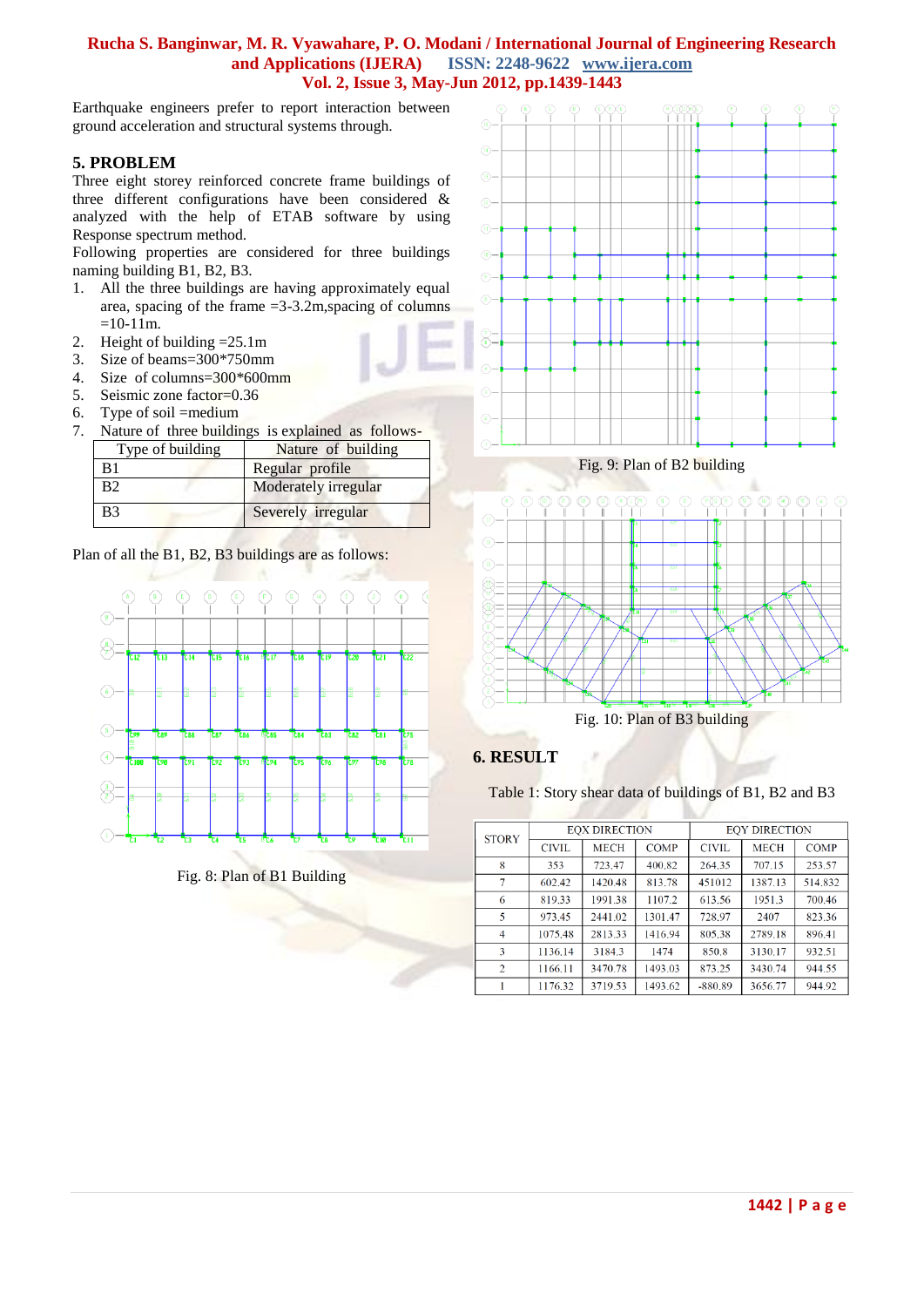Earthquake engineers prefer to report interaction between ground acceleration and structural systems through.

## 5. PROBLEM

Three eight storey reinforced concrete frame buildings of three different configurations have been considered & analyzed with the help of ETAB software by using Response spectrum method.

Following properties are considered for three buildings naming building B1, B2, B3.

1. All the three buildings are having approximately equal area, spacing of the frame =3-3.2m,spacing of columns =10-11m.
2. Height of building =25.1m
3. Size of beams=300*750mm
4. Size of columns=300*600mm
5. Seismic zone factor=0.36
6. Type of soil =medium
7. Nature of three buildings is explained as follows-

| Type of building | Nature of building |
|---|---|
| B1 | Regular profile |
| B2 | Moderately irregular |
| B3 | Severely irregular |

Plan of all the B1, B2, B3 buildings are as follows:

Fig. 8: Plan of B1 Building

Fig. 9: Plan of B2 building

Fig. 10: Plan of B3 building

## 6. RESULT

Table 1: Story shear data of buildings of B1, B2 and B3

| STORY | EQX DIRECTION | | | EQY DIRECTION | | |
|---|---|---|---|---|---|---|
| | CIVIL | MECH | COMP | CIVIL | MECH | COMP |
| 8 | 353 | 723.47 | 400.82 | 264.35 | 707.15 | 253.57 |
| 7 | 602.42 | 1420.48 | 813.78 | 451012 | 1387.13 | 514.832 |
| 6 | 819.33 | 1991.38 | 1107.2 | 613.56 | 1951.3 | 700.46 |
| 5 | 973.45 | 2441.02 | 1301.47 | 728.97 | 2407 | 823.36 |
| 4 | 1075.48 | 2813.33 | 1416.94 | 805.38 | 2789.18 | 896.41 |
| 3 | 1136.14 | 3184.3 | 1474 | 850.8 | 3130.17 | 932.51 |
| 2 | 1166.11 | 3470.78 | 1493.03 | 873.25 | 3430.74 | 944.55 |
| 1 | 1176.32 | 3719.53 | 1493.62 | -880.89 | 3656.77 | 944.92 |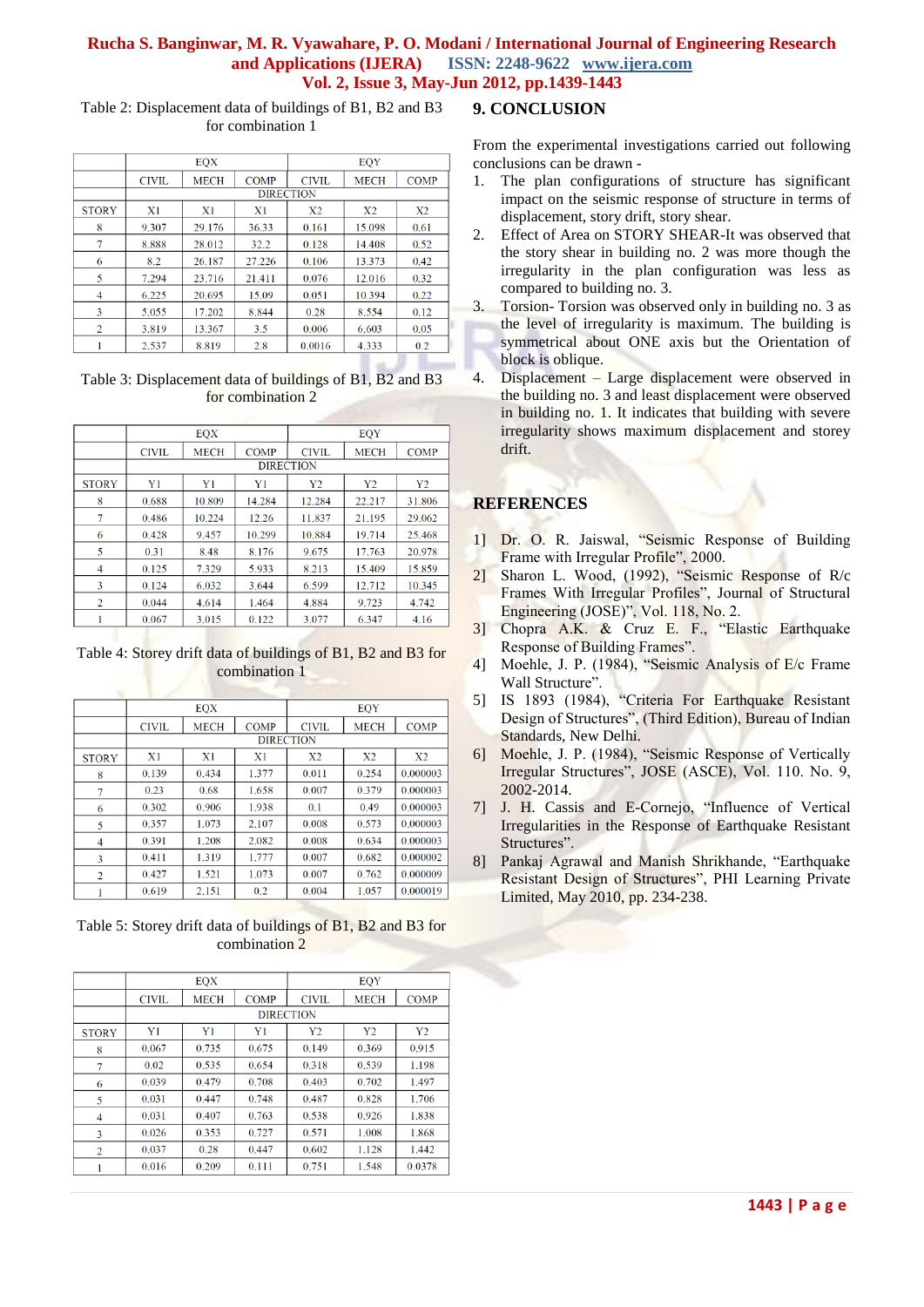Table 2: Displacement data of buildings of B1, B2 and B3 for combination 1

| | EQX | | | EQY | | |
|---|---|---|---|---|---|---|
| | CIVIL | MECH | COMP | CIVIL | MECH | COMP |
| | DIRECTION | | | | | |
| STORY | X1 | X1 | X1 | X2 | X2 | X2 |
| 8 | 9.307 | 29.176 | 36.33 | 0.161 | 15.098 | 0.61 |
| 7 | 8.888 | 28.012 | 32.2 | 0.128 | 14.408 | 0.52 |
| 6 | 8.2 | 26.187 | 27.226 | 0.106 | 13.373 | 0.42 |
| 5 | 7.294 | 23.716 | 21.411 | 0.076 | 12.016 | 0.32 |
| 4 | 6.225 | 20.695 | 15.09 | 0.051 | 10.394 | 0.22 |
| 3 | 5.055 | 17.202 | 8.844 | 0.28 | 8.554 | 0.12 |
| 2 | 3.819 | 13.367 | 3.5 | 0.006 | 6.603 | 0.05 |
| 1 | 2.537 | 8.819 | 2.8 | 0.0016 | 4.333 | 0.2 |

Table 3: Displacement data of buildings of B1, B2 and B3 for combination 2

| | EQX | | | EQY | | |
|---|---|---|---|---|---|---|
| | CIVIL | MECH | COMP | CIVIL | MECH | COMP |
| | DIRECTION | | | | | |
| STORY | Y1 | Y1 | Y1 | Y2 | Y2 | Y2 |
| 8 | 0.688 | 10.809 | 14.284 | 12.284 | 22.217 | 31.806 |
| 7 | 0.486 | 10.224 | 12.26 | 11.837 | 21.195 | 29.062 |
| 6 | 0.428 | 9.457 | 10.299 | 10.884 | 19.714 | 25.468 |
| 5 | 0.31 | 8.48 | 8.176 | 9.675 | 17.763 | 20.978 |
| 4 | 0.125 | 7.329 | 5.933 | 8.213 | 15.409 | 15.859 |
| 3 | 0.124 | 6.032 | 3.644 | 6.599 | 12.712 | 10.345 |
| 2 | 0.044 | 4.614 | 1.464 | 4.884 | 9.723 | 4.742 |
| 1 | 0.067 | 3.015 | 0.122 | 3.077 | 6.347 | 4.16 |

Table 4: Storey drift data of buildings of B1, B2 and B3 for combination 1

| | EQX | | | EQY | | |
|---|---|---|---|---|---|---|
| | CIVIL | MECH | COMP | CIVIL | MECH | COMP |
| | DIRECTION | | | | | |
| STORY | X1 | X1 | X1 | X2 | X2 | X2 |
| 8 | 0.139 | 0.434 | 1.377 | 0.011 | 0.254 | 0.000003 |
| 7 | 0.23 | 0.68 | 1.658 | 0.007 | 0.379 | 0.000003 |
| 6 | 0.302 | 0.906 | 1.938 | 0.1 | 0.49 | 0.000003 |
| 5 | 0.357 | 1.073 | 2.107 | 0.008 | 0.573 | 0.000003 |
| 4 | 0.391 | 1.208 | 2.082 | 0.008 | 0.634 | 0.000003 |
| 3 | 0.411 | 1.319 | 1.777 | 0.007 | 0.682 | 0.000002 |
| 2 | 0.427 | 1.521 | 1.073 | 0.007 | 0.762 | 0.000009 |
| 1 | 0.619 | 2.151 | 0.2 | 0.004 | 1.057 | 0.000019 |

Table 5: Storey drift data of buildings of B1, B2 and B3 for combination 2

| | EQX | | | EQY | | |
|---|---|---|---|---|---|---|
| | CIVIL | MECH | COMP | CIVIL | MECH | COMP |
| | DIRECTION | | | | | |
| STORY | Y1 | Y1 | Y1 | Y2 | Y2 | Y2 |
| 8 | 0.067 | 0.735 | 0.675 | 0.149 | 0.369 | 0.915 |
| 7 | 0.02 | 0.535 | 0.654 | 0.318 | 0.539 | 1.198 |
| 6 | 0.039 | 0.479 | 0.708 | 0.403 | 0.702 | 1.497 |
| 5 | 0.031 | 0.447 | 0.748 | 0.487 | 0.828 | 1.706 |
| 4 | 0.031 | 0.407 | 0.763 | 0.538 | 0.926 | 1.838 |
| 3 | 0.026 | 0.353 | 0.727 | 0.571 | 1.008 | 1.868 |
| 2 | 0.037 | 0.28 | 0.447 | 0.602 | 1.128 | 1.442 |
| 1 | 0.016 | 0.209 | 0.111 | 0.751 | 1.548 | 0.0378 |

## 9. CONCLUSION

From the experimental investigations carried out following conclusions can be drawn -

1. The plan configurations of structure has significant impact on the seismic response of structure in terms of displacement, story drift, story shear.
2. Effect of Area on STORY SHEAR-It was observed that the story shear in building no. 2 was more though the irregularity in the plan configuration was less as compared to building no. 3.
3. Torsion- Torsion was observed only in building no. 3 as the level of irregularity is maximum. The building is symmetrical about ONE axis but the Orientation of block is oblique.
4. Displacement – Large displacement were observed in the building no. 3 and least displacement were observed in building no. 1. It indicates that building with severe irregularity shows maximum displacement and storey drift.

## REFERENCES

1] Dr. O. R. Jaiswal, "Seismic Response of Building Frame with Irregular Profile", 2000.

2] Sharon L. Wood, (1992), "Seismic Response of R/c Frames With Irregular Profiles", Journal of Structural Engineering (JOSE)", Vol. 118, No. 2.

3] Chopra A.K. & Cruz E. F., "Elastic Earthquake Response of Building Frames".

4] Moehle, J. P. (1984), "Seismic Analysis of E/c Frame Wall Structure".

5] IS 1893 (1984), "Criteria For Earthquake Resistant Design of Structures", (Third Edition), Bureau of Indian Standards, New Delhi.

6] Moehle, J. P. (1984), "Seismic Response of Vertically Irregular Structures", JOSE (ASCE), Vol. 110. No. 9, 2002-2014.

7] J. H. Cassis and E-Cornejo, "Influence of Vertical Irregularities in the Response of Earthquake Resistant Structures".

8] Pankaj Agrawal and Manish Shrikhande, "Earthquake Resistant Design of Structures", PHI Learning Private Limited, May 2010, pp. 234-238.